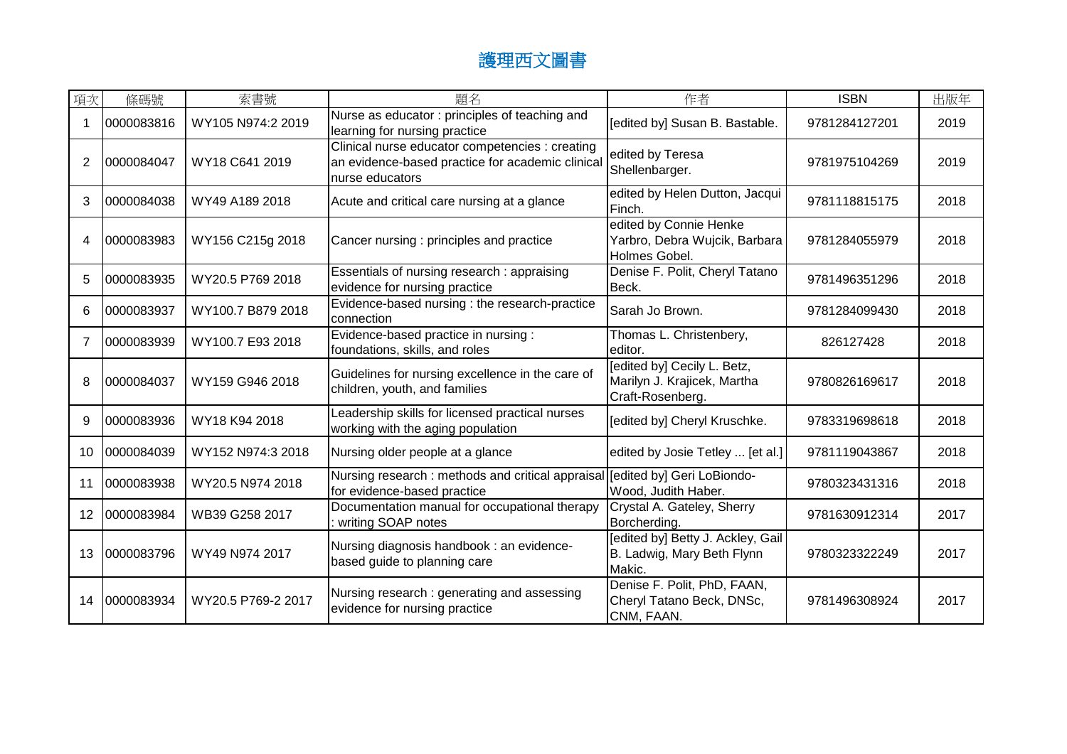# 護理西文圖書

| 項次 | 條碼號 | 索書號 | 題名 | 作者 | ISBN | 出版年 |
|---|---|---|---|---|---|---|
| 1 | 0000083816 | WY105 N974:2 2019 | Nurse as educator : principles of teaching and learning for nursing practice | [edited by] Susan B. Bastable. | 9781284127201 | 2019 |
| 2 | 0000084047 | WY18 C641 2019 | Clinical nurse educator competencies : creating an evidence-based practice for academic clinical nurse educators | edited by Teresa Shellenbarger. | 9781975104269 | 2019 |
| 3 | 0000084038 | WY49 A189 2018 | Acute and critical care nursing at a glance | edited by Helen Dutton, Jacqui Finch. | 9781118815175 | 2018 |
| 4 | 0000083983 | WY156 C215g 2018 | Cancer nursing : principles and practice | edited by Connie Henke Yarbro, Debra Wujcik, Barbara Holmes Gobel. | 9781284055979 | 2018 |
| 5 | 0000083935 | WY20.5 P769 2018 | Essentials of nursing research : appraising evidence for nursing practice | Denise F. Polit, Cheryl Tatano Beck. | 9781496351296 | 2018 |
| 6 | 0000083937 | WY100.7 B879 2018 | Evidence-based nursing : the research-practice connection | Sarah Jo Brown. | 9781284099430 | 2018 |
| 7 | 0000083939 | WY100.7 E93 2018 | Evidence-based practice in nursing : foundations, skills, and roles | Thomas L. Christenbery, editor. | 826127428 | 2018 |
| 8 | 0000084037 | WY159 G946 2018 | Guidelines for nursing excellence in the care of children, youth, and families | [edited by] Cecily L. Betz, Marilyn J. Krajicek, Martha Craft-Rosenberg. | 9780826169617 | 2018 |
| 9 | 0000083936 | WY18 K94 2018 | Leadership skills for licensed practical nurses working with the aging population | [edited by] Cheryl Kruschke. | 9783319698618 | 2018 |
| 10 | 0000084039 | WY152 N974:3 2018 | Nursing older people at a glance | edited by Josie Tetley ... [et al.] | 9781119043867 | 2018 |
| 11 | 0000083938 | WY20.5 N974 2018 | Nursing research : methods and critical appraisal for evidence-based practice | [edited by] Geri LoBiondo-Wood, Judith Haber. | 9780323431316 | 2018 |
| 12 | 0000083984 | WB39 G258 2017 | Documentation manual for occupational therapy : writing SOAP notes | Crystal A. Gateley, Sherry Borcherding. | 9781630912314 | 2017 |
| 13 | 0000083796 | WY49 N974 2017 | Nursing diagnosis handbook : an evidence-based guide to planning care | [edited by] Betty J. Ackley, Gail B. Ladwig, Mary Beth Flynn Makic. | 9780323322249 | 2017 |
| 14 | 0000083934 | WY20.5 P769-2 2017 | Nursing research : generating and assessing evidence for nursing practice | Denise F. Polit, PhD, FAAN, Cheryl Tatano Beck, DNSc, CNM, FAAN. | 9781496308924 | 2017 |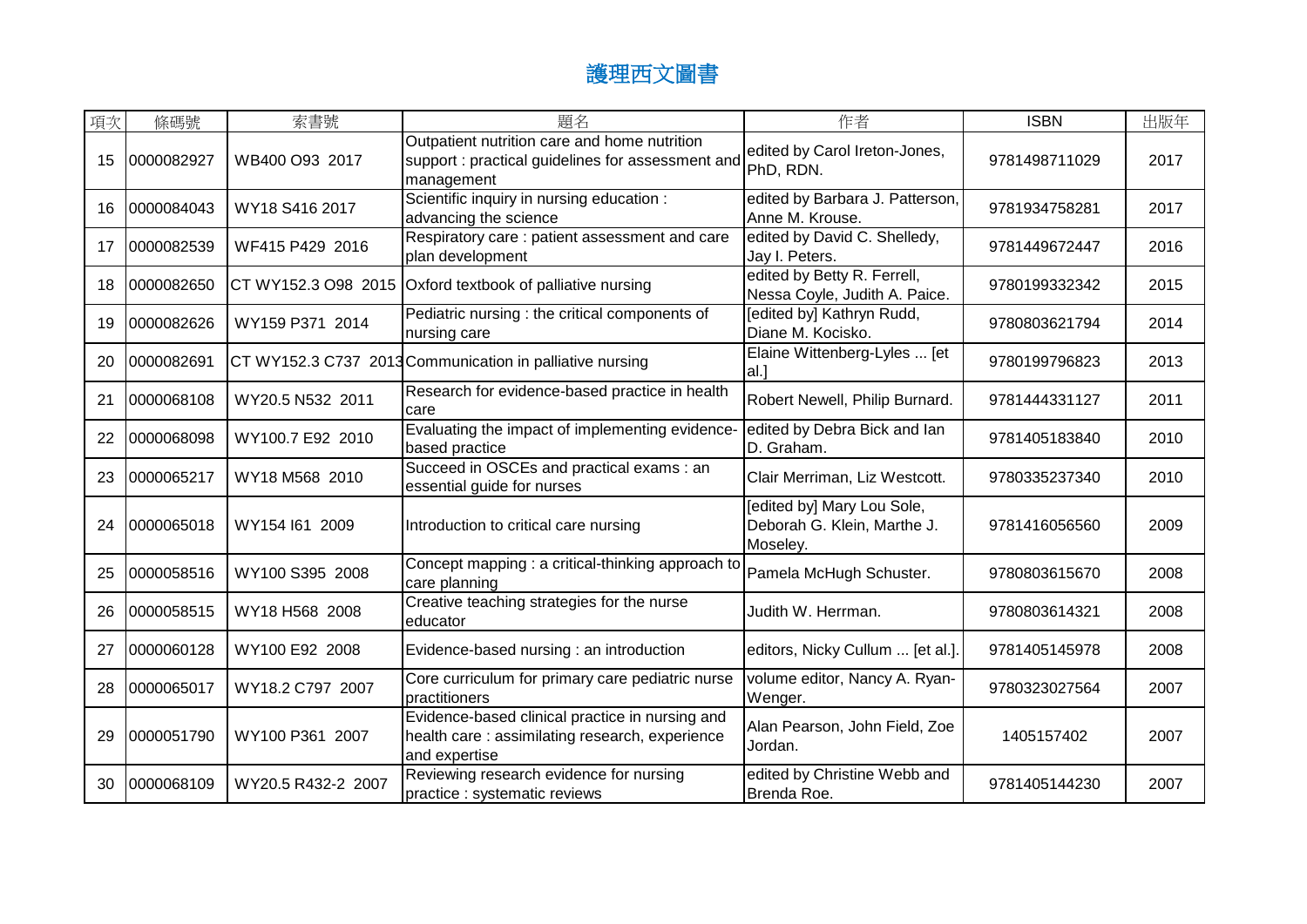# 護理西文圖書

| 項次 | 條碼號 | 索書號 | 題名 | 作者 | ISBN | 出版年 |
|---|---|---|---|---|---|---|
| 15 | 0000082927 | WB400 O93 2017 | Outpatient nutrition care and home nutrition support : practical guidelines for assessment and management | edited by Carol Ireton-Jones, PhD, RDN. | 9781498711029 | 2017 |
| 16 | 0000084043 | WY18 S416 2017 | Scientific inquiry in nursing education : advancing the science | edited by Barbara J. Patterson, Anne M. Krouse. | 9781934758281 | 2017 |
| 17 | 0000082539 | WF415 P429 2016 | Respiratory care : patient assessment and care plan development | edited by David C. Shelledy, Jay I. Peters. | 9781449672447 | 2016 |
| 18 | 0000082650 | CT WY152.3 O98 2015 | Oxford textbook of palliative nursing | edited by Betty R. Ferrell, Nessa Coyle, Judith A. Paice. | 9780199332342 | 2015 |
| 19 | 0000082626 | WY159 P371 2014 | Pediatric nursing : the critical components of nursing care | [edited by] Kathryn Rudd, Diane M. Kocisko. | 9780803621794 | 2014 |
| 20 | 0000082691 | CT WY152.3 C737 2013 | Communication in palliative nursing | Elaine Wittenberg-Lyles ... [et al.] | 9780199796823 | 2013 |
| 21 | 0000068108 | WY20.5 N532 2011 | Research for evidence-based practice in health care | Robert Newell, Philip Burnard. | 9781444331127 | 2011 |
| 22 | 0000068098 | WY100.7 E92 2010 | Evaluating the impact of implementing evidence-based practice | edited by Debra Bick and Ian D. Graham. | 9781405183840 | 2010 |
| 23 | 0000065217 | WY18 M568 2010 | Succeed in OSCEs and practical exams : an essential guide for nurses | Clair Merriman, Liz Westcott. | 9780335237340 | 2010 |
| 24 | 0000065018 | WY154 I61 2009 | Introduction to critical care nursing | [edited by] Mary Lou Sole, Deborah G. Klein, Marthe J. Moseley. | 9781416056560 | 2009 |
| 25 | 0000058516 | WY100 S395 2008 | Concept mapping : a critical-thinking approach to care planning | Pamela McHugh Schuster. | 9780803615670 | 2008 |
| 26 | 0000058515 | WY18 H568 2008 | Creative teaching strategies for the nurse educator | Judith W. Herrman. | 9780803614321 | 2008 |
| 27 | 0000060128 | WY100 E92 2008 | Evidence-based nursing : an introduction | editors, Nicky Cullum ... [et al.]. | 9781405145978 | 2008 |
| 28 | 0000065017 | WY18.2 C797 2007 | Core curriculum for primary care pediatric nurse practitioners | volume editor, Nancy A. Ryan-Wenger. | 9780323027564 | 2007 |
| 29 | 0000051790 | WY100 P361 2007 | Evidence-based clinical practice in nursing and health care : assimilating research, experience and expertise | Alan Pearson, John Field, Zoe Jordan. | 1405157402 | 2007 |
| 30 | 0000068109 | WY20.5 R432-2 2007 | Reviewing research evidence for nursing practice : systematic reviews | edited by Christine Webb and Brenda Roe. | 9781405144230 | 2007 |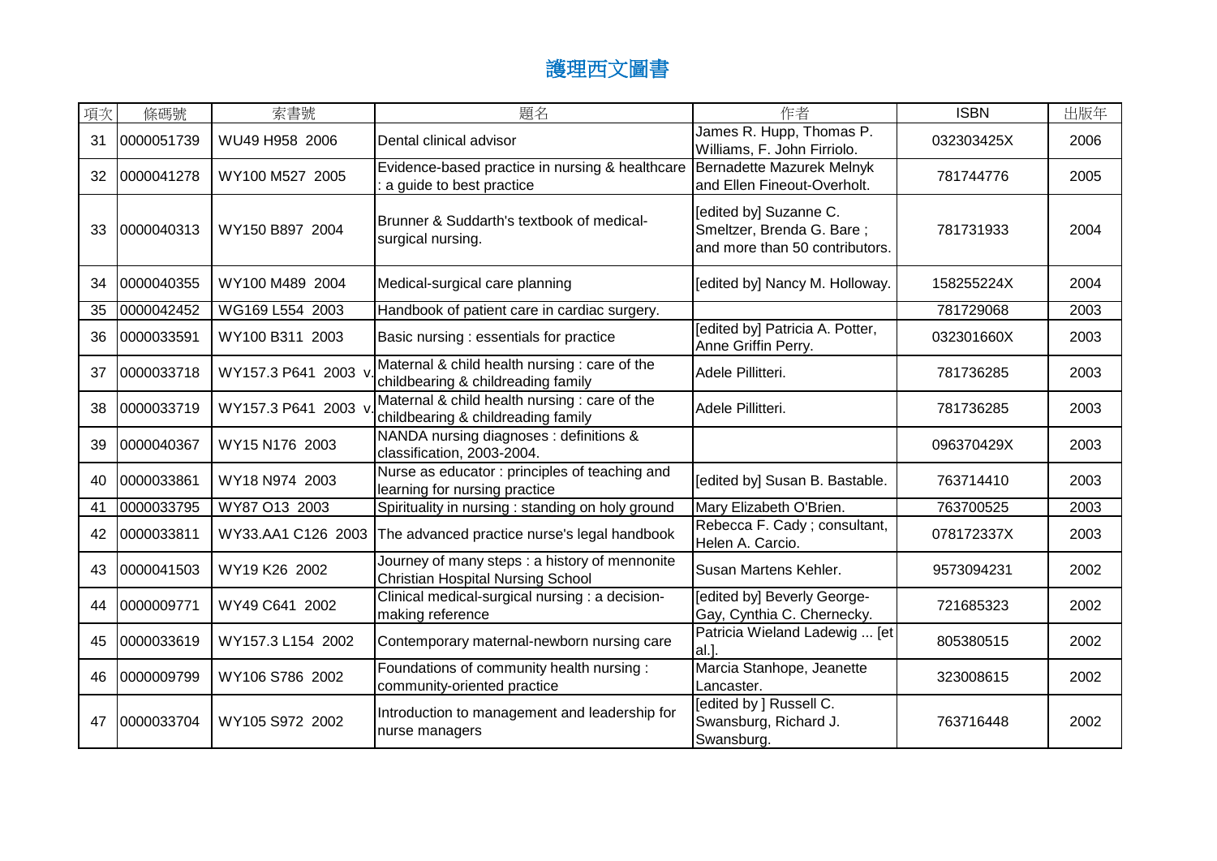# 護理西文圖書

| 項次 | 條碼號 | 索書號 | 題名 | 作者 | ISBN | 出版年 |
| --- | --- | --- | --- | --- | --- | --- |
| 31 | 0000051739 | WU49 H958 2006 | Dental clinical advisor | James R. Hupp, Thomas P. Williams, F. John Firriolo. | 032303425X | 2006 |
| 32 | 0000041278 | WY100 M527 2005 | Evidence-based practice in nursing & healthcare : a guide to best practice | Bernadette Mazurek Melnyk and Ellen Fineout-Overholt. | 781744776 | 2005 |
| 33 | 0000040313 | WY150 B897 2004 | Brunner & Suddarth's textbook of medical-surgical nursing. | [edited by] Suzanne C. Smeltzer, Brenda G. Bare ; and more than 50 contributors. | 781731933 | 2004 |
| 34 | 0000040355 | WY100 M489 2004 | Medical-surgical care planning | [edited by] Nancy M. Holloway. | 158255224X | 2004 |
| 35 | 0000042452 | WG169 L554 2003 | Handbook of patient care in cardiac surgery. | | 781729068 | 2003 |
| 36 | 0000033591 | WY100 B311 2003 | Basic nursing : essentials for practice | [edited by] Patricia A. Potter, Anne Griffin Perry. | 032301660X | 2003 |
| 37 | 0000033718 | WY157.3 P641 2003 v. | Maternal & child health nursing : care of the childbearing & childreading family | Adele Pillitteri. | 781736285 | 2003 |
| 38 | 0000033719 | WY157.3 P641 2003 v. | Maternal & child health nursing : care of the childbearing & childreading family | Adele Pillitteri. | 781736285 | 2003 |
| 39 | 0000040367 | WY15 N176 2003 | NANDA nursing diagnoses : definitions & classification, 2003-2004. | | 096370429X | 2003 |
| 40 | 0000033861 | WY18 N974 2003 | Nurse as educator : principles of teaching and learning for nursing practice | [edited by] Susan B. Bastable. | 763714410 | 2003 |
| 41 | 0000033795 | WY87 O13 2003 | Spirituality in nursing : standing on holy ground | Mary Elizabeth O'Brien. | 763700525 | 2003 |
| 42 | 0000033811 | WY33.AA1 C126 2003 | The advanced practice nurse's legal handbook | Rebecca F. Cady ; consultant, Helen A. Carcio. | 078172337X | 2003 |
| 43 | 0000041503 | WY19 K26 2002 | Journey of many steps : a history of mennonite Christian Hospital Nursing School | Susan Martens Kehler. | 9573094231 | 2002 |
| 44 | 0000009771 | WY49 C641 2002 | Clinical medical-surgical nursing : a decision-making reference | [edited by] Beverly George-Gay, Cynthia C. Chernecky. | 721685323 | 2002 |
| 45 | 0000033619 | WY157.3 L154 2002 | Contemporary maternal-newborn nursing care | Patricia Wieland Ladewig ... [et al.]. | 805380515 | 2002 |
| 46 | 0000009799 | WY106 S786 2002 | Foundations of community health nursing : community-oriented practice | Marcia Stanhope, Jeanette Lancaster. | 323008615 | 2002 |
| 47 | 0000033704 | WY105 S972 2002 | Introduction to management and leadership for nurse managers | [edited by ] Russell C. Swansburg, Richard J. Swansburg. | 763716448 | 2002 |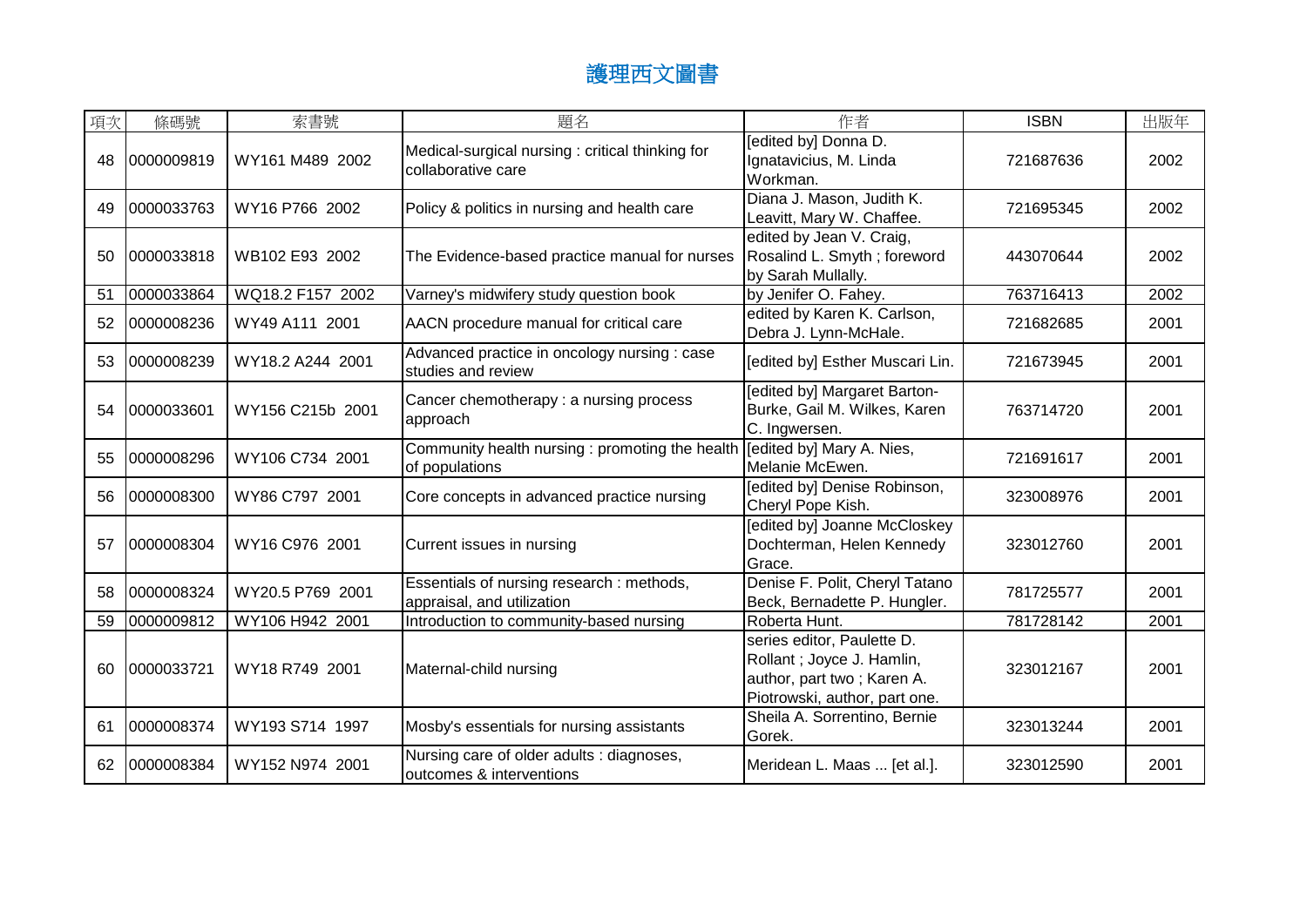# 護理西文圖書

| 項次 | 條碼號 | 索書號 | 題名 | 作者 | ISBN | 出版年 |
|---|---|---|---|---|---|---|
| 48 | 0000009819 | WY161 M489 2002 | Medical-surgical nursing : critical thinking for collaborative care | [edited by] Donna D. Ignatavicius, M. Linda Workman. | 721687636 | 2002 |
| 49 | 0000033763 | WY16 P766 2002 | Policy & politics in nursing and health care | Diana J. Mason, Judith K. Leavitt, Mary W. Chaffee. | 721695345 | 2002 |
| 50 | 0000033818 | WB102 E93 2002 | The Evidence-based practice manual for nurses | edited by Jean V. Craig, Rosalind L. Smyth ; foreword by Sarah Mullally. | 443070644 | 2002 |
| 51 | 0000033864 | WQ18.2 F157 2002 | Varney's midwifery study question book | by Jenifer O. Fahey. | 763716413 | 2002 |
| 52 | 0000008236 | WY49 A111 2001 | AACN procedure manual for critical care | edited by Karen K. Carlson, Debra J. Lynn-McHale. | 721682685 | 2001 |
| 53 | 0000008239 | WY18.2 A244 2001 | Advanced practice in oncology nursing : case studies and review | [edited by] Esther Muscari Lin. | 721673945 | 2001 |
| 54 | 0000033601 | WY156 C215b 2001 | Cancer chemotherapy : a nursing process approach | [edited by] Margaret Barton-Burke, Gail M. Wilkes, Karen C. Ingwersen. | 763714720 | 2001 |
| 55 | 0000008296 | WY106 C734 2001 | Community health nursing : promoting the health of populations | [edited by] Mary A. Nies, Melanie McEwen. | 721691617 | 2001 |
| 56 | 0000008300 | WY86 C797 2001 | Core concepts in advanced practice nursing | [edited by] Denise Robinson, Cheryl Pope Kish. | 323008976 | 2001 |
| 57 | 0000008304 | WY16 C976 2001 | Current issues in nursing | [edited by] Joanne McCloskey Dochterman, Helen Kennedy Grace. | 323012760 | 2001 |
| 58 | 0000008324 | WY20.5 P769 2001 | Essentials of nursing research : methods, appraisal, and utilization | Denise F. Polit, Cheryl Tatano Beck, Bernadette P. Hungler. | 781725577 | 2001 |
| 59 | 0000009812 | WY106 H942 2001 | Introduction to community-based nursing | Roberta Hunt. | 781728142 | 2001 |
| 60 | 0000033721 | WY18 R749 2001 | Maternal-child nursing | series editor, Paulette D. Rollant ; Joyce J. Hamlin, author, part two ; Karen A. Piotrowski, author, part one. | 323012167 | 2001 |
| 61 | 0000008374 | WY193 S714 1997 | Mosby's essentials for nursing assistants | Sheila A. Sorrentino, Bernie Gorek. | 323013244 | 2001 |
| 62 | 0000008384 | WY152 N974 2001 | Nursing care of older adults : diagnoses, outcomes & interventions | Meridean L. Maas ... [et al.]. | 323012590 | 2001 |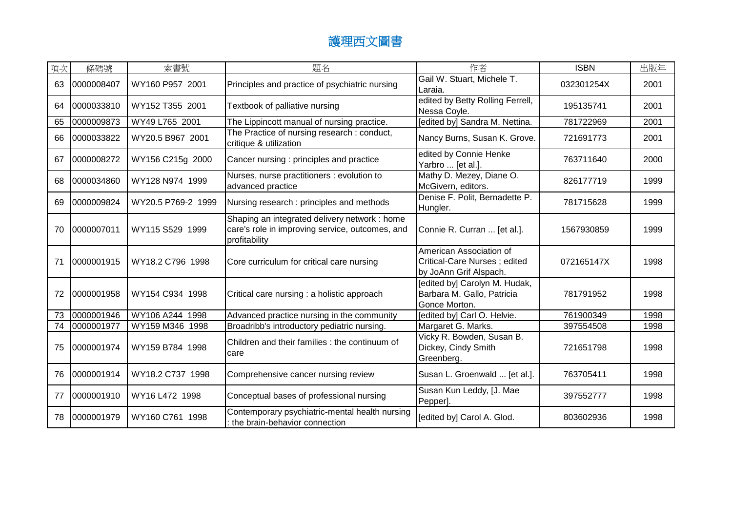# 護理西文圖書

| 項次 | 條碼號 | 索書號 | 題名 | 作者 | ISBN | 出版年 |
|---|---|---|---|---|---|---|
| 63 | 0000008407 | WY160 P957 2001 | Principles and practice of psychiatric nursing | Gail W. Stuart, Michele T. Laraia. | 032301254X | 2001 |
| 64 | 0000033810 | WY152 T355 2001 | Textbook of palliative nursing | edited by Betty Rolling Ferrell, Nessa Coyle. | 195135741 | 2001 |
| 65 | 0000009873 | WY49 L765 2001 | The Lippincott manual of nursing practice. | [edited by] Sandra M. Nettina. | 781722969 | 2001 |
| 66 | 0000033822 | WY20.5 B967 2001 | The Practice of nursing research : conduct, critique & utilization | Nancy Burns, Susan K. Grove. | 721691773 | 2001 |
| 67 | 0000008272 | WY156 C215g 2000 | Cancer nursing : principles and practice | edited by Connie Henke Yarbro ... [et al.]. | 763711640 | 2000 |
| 68 | 0000034860 | WY128 N974 1999 | Nurses, nurse practitioners : evolution to advanced practice | Mathy D. Mezey, Diane O. McGivern, editors. | 826177719 | 1999 |
| 69 | 0000009824 | WY20.5 P769-2 1999 | Nursing research : principles and methods | Denise F. Polit, Bernadette P. Hungler. | 781715628 | 1999 |
| 70 | 0000007011 | WY115 S529 1999 | Shaping an integrated delivery network : home care's role in improving service, outcomes, and profitability | Connie R. Curran ... [et al.]. | 1567930859 | 1999 |
| 71 | 0000001915 | WY18.2 C796 1998 | Core curriculum for critical care nursing | American Association of Critical-Care Nurses ; edited by JoAnn Grif Alspach. | 072165147X | 1998 |
| 72 | 0000001958 | WY154 C934 1998 | Critical care nursing : a holistic approach | [edited by] Carolyn M. Hudak, Barbara M. Gallo, Patricia Gonce Morton. | 781791952 | 1998 |
| 73 | 0000001946 | WY106 A244 1998 | Advanced practice nursing in the community | [edited by] Carl O. Helvie. | 761900349 | 1998 |
| 74 | 0000001977 | WY159 M346 1998 | Broadribb's introductory pediatric nursing. | Margaret G. Marks. | 397554508 | 1998 |
| 75 | 0000001974 | WY159 B784 1998 | Children and their families : the continuum of care | Vicky R. Bowden, Susan B. Dickey, Cindy Smith Greenberg. | 721651798 | 1998 |
| 76 | 0000001914 | WY18.2 C737 1998 | Comprehensive cancer nursing review | Susan L. Groenwald ... [et al.]. | 763705411 | 1998 |
| 77 | 0000001910 | WY16 L472 1998 | Conceptual bases of professional nursing | Susan Kun Leddy, [J. Mae Pepper]. | 397552777 | 1998 |
| 78 | 0000001979 | WY160 C761 1998 | Contemporary psychiatric-mental health nursing : the brain-behavior connection | [edited by] Carol A. Glod. | 803602936 | 1998 |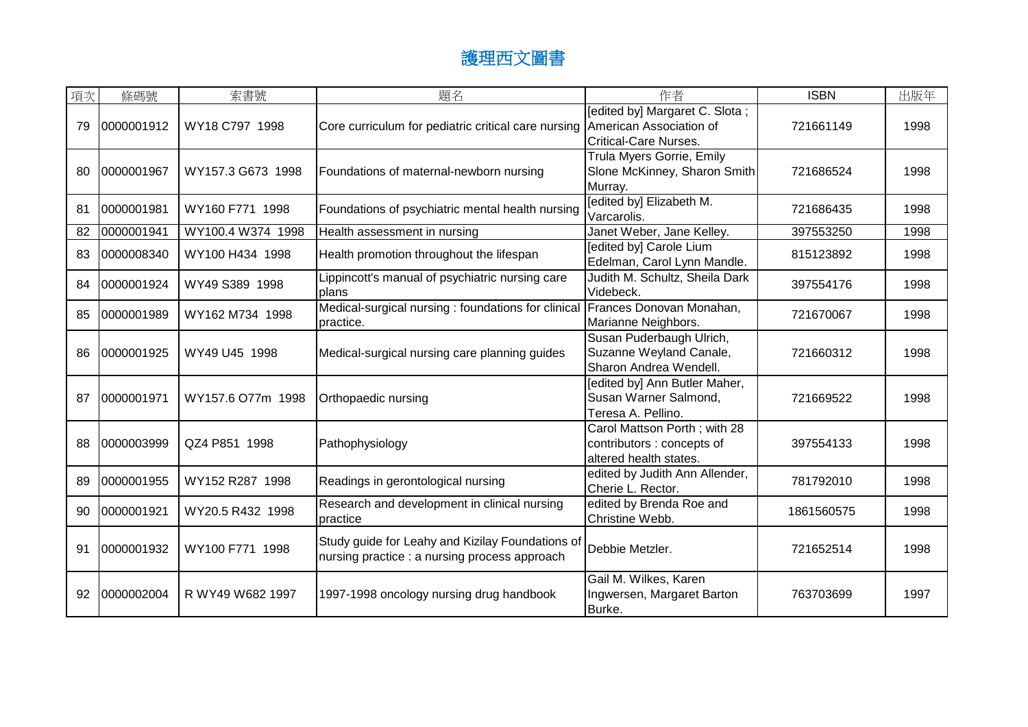# 護理西文圖書

| 項次 | 條碼號 | 索書號 | 題名 | 作者 | ISBN | 出版年 |
|---|---|---|---|---|---|---|
| 79 | 0000001912 | WY18 C797 1998 | Core curriculum for pediatric critical care nursing | [edited by] Margaret C. Slota ; American Association of Critical-Care Nurses. | 721661149 | 1998 |
| 80 | 0000001967 | WY157.3 G673 1998 | Foundations of maternal-newborn nursing | Trula Myers Gorrie, Emily Slone McKinney, Sharon Smith Murray. | 721686524 | 1998 |
| 81 | 0000001981 | WY160 F771 1998 | Foundations of psychiatric mental health nursing | [edited by] Elizabeth M. Varcarolis. | 721686435 | 1998 |
| 82 | 0000001941 | WY100.4 W374 1998 | Health assessment in nursing | Janet Weber, Jane Kelley. | 397553250 | 1998 |
| 83 | 0000008340 | WY100 H434 1998 | Health promotion throughout the lifespan | [edited by] Carole Lium Edelman, Carol Lynn Mandle. | 815123892 | 1998 |
| 84 | 0000001924 | WY49 S389 1998 | Lippincott's manual of psychiatric nursing care plans | Judith M. Schultz, Sheila Dark Videbeck. | 397554176 | 1998 |
| 85 | 0000001989 | WY162 M734 1998 | Medical-surgical nursing : foundations for clinical practice. | Frances Donovan Monahan, Marianne Neighbors. | 721670067 | 1998 |
| 86 | 0000001925 | WY49 U45 1998 | Medical-surgical nursing care planning guides | Susan Puderbaugh Ulrich, Suzanne Weyland Canale, Sharon Andrea Wendell. | 721660312 | 1998 |
| 87 | 0000001971 | WY157.6 O77m 1998 | Orthopaedic nursing | [edited by] Ann Butler Maher, Susan Warner Salmond, Teresa A. Pellino. | 721669522 | 1998 |
| 88 | 0000003999 | QZ4 P851 1998 | Pathophysiology | Carol Mattson Porth ; with 28 contributors : concepts of altered health states. | 397554133 | 1998 |
| 89 | 0000001955 | WY152 R287 1998 | Readings in gerontological nursing | edited by Judith Ann Allender, Cherie L. Rector. | 781792010 | 1998 |
| 90 | 0000001921 | WY20.5 R432 1998 | Research and development in clinical nursing practice | edited by Brenda Roe and Christine Webb. | 1861560575 | 1998 |
| 91 | 0000001932 | WY100 F771 1998 | Study guide for Leahy and Kizilay Foundations of nursing practice : a nursing process approach | Debbie Metzler. | 721652514 | 1998 |
| 92 | 0000002004 | R WY49 W682 1997 | 1997-1998 oncology nursing drug handbook | Gail M. Wilkes, Karen Ingwersen, Margaret Barton Burke. | 763703699 | 1997 |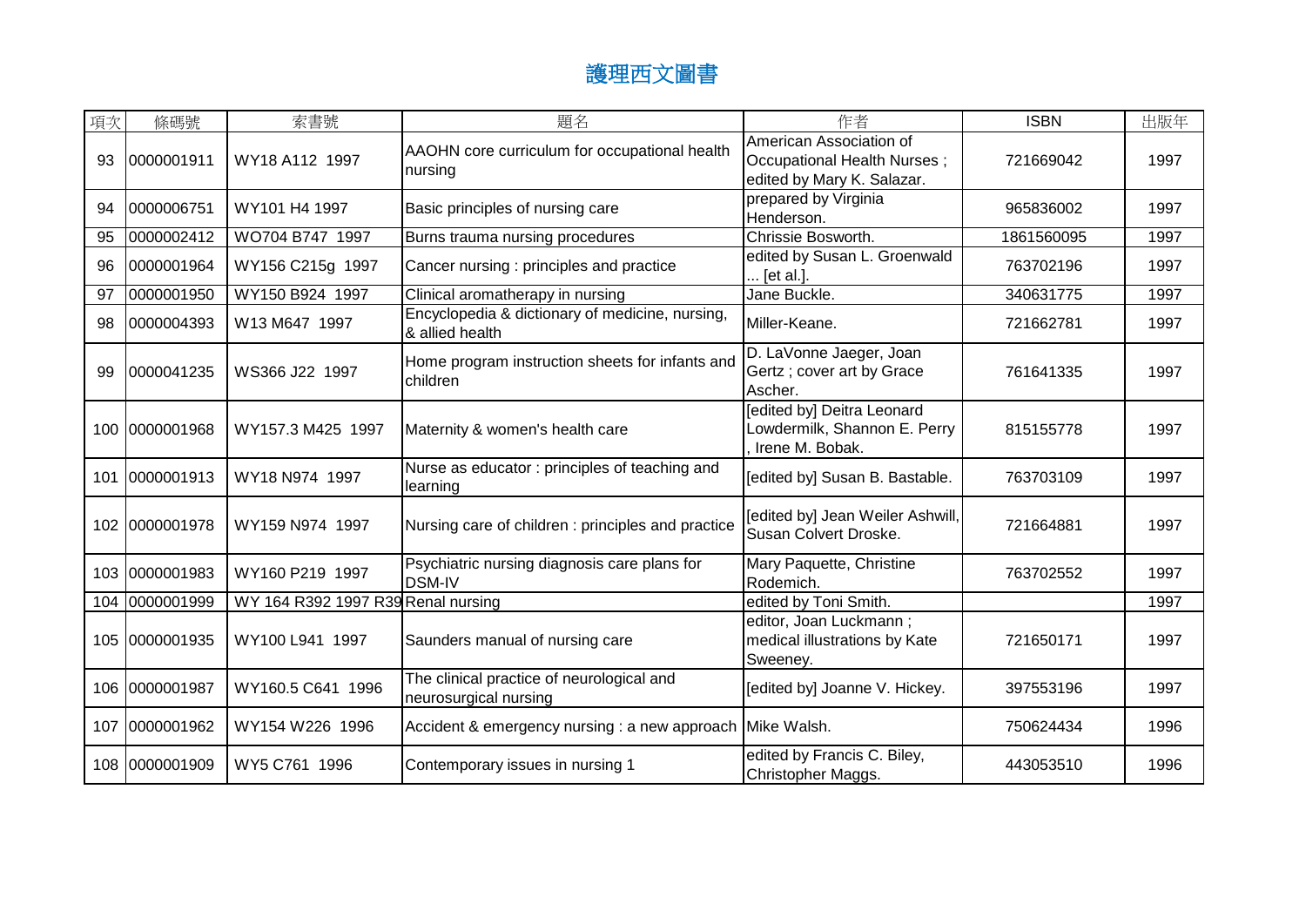# 護理西文圖書

| 項次 | 條碼號 | 索書號 | 題名 | 作者 | ISBN | 出版年 |
|---|---|---|---|---|---|---|
| 93 | 0000001911 | WY18 A112 1997 | AAOHN core curriculum for occupational health nursing | American Association of Occupational Health Nurses ; edited by Mary K. Salazar. | 721669042 | 1997 |
| 94 | 0000006751 | WY101 H4 1997 | Basic principles of nursing care | prepared by Virginia Henderson. | 965836002 | 1997 |
| 95 | 0000002412 | WO704 B747 1997 | Burns trauma nursing procedures | Chrissie Bosworth. | 1861560095 | 1997 |
| 96 | 0000001964 | WY156 C215g 1997 | Cancer nursing : principles and practice | edited by Susan L. Groenwald ... [et al.]. | 763702196 | 1997 |
| 97 | 0000001950 | WY150 B924 1997 | Clinical aromatherapy in nursing | Jane Buckle. | 340631775 | 1997 |
| 98 | 0000004393 | W13 M647 1997 | Encyclopedia & dictionary of medicine, nursing, & allied health | Miller-Keane. | 721662781 | 1997 |
| 99 | 0000041235 | WS366 J22 1997 | Home program instruction sheets for infants and children | D. LaVonne Jaeger, Joan Gertz ; cover art by Grace Ascher. | 761641335 | 1997 |
| 100 | 0000001968 | WY157.3 M425 1997 | Maternity & women's health care | [edited by] Deitra Leonard Lowdermilk, Shannon E. Perry , Irene M. Bobak. | 815155778 | 1997 |
| 101 | 0000001913 | WY18 N974 1997 | Nurse as educator : principles of teaching and learning | [edited by] Susan B. Bastable. | 763703109 | 1997 |
| 102 | 0000001978 | WY159 N974 1997 | Nursing care of children : principles and practice | [edited by] Jean Weiler Ashwill, Susan Colvert Droske. | 721664881 | 1997 |
| 103 | 0000001983 | WY160 P219 1997 | Psychiatric nursing diagnosis care plans for DSM-IV | Mary Paquette, Christine Rodemich. | 763702552 | 1997 |
| 104 | 0000001999 | WY 164 R392 1997 R39 | Renal nursing | edited by Toni Smith. | | 1997 |
| 105 | 0000001935 | WY100 L941 1997 | Saunders manual of nursing care | editor, Joan Luckmann ; medical illustrations by Kate Sweeney. | 721650171 | 1997 |
| 106 | 0000001987 | WY160.5 C641 1996 | The clinical practice of neurological and neurosurgical nursing | [edited by] Joanne V. Hickey. | 397553196 | 1997 |
| 107 | 0000001962 | WY154 W226 1996 | Accident & emergency nursing : a new approach | Mike Walsh. | 750624434 | 1996 |
| 108 | 0000001909 | WY5 C761 1996 | Contemporary issues in nursing 1 | edited by Francis C. Biley, Christopher Maggs. | 443053510 | 1996 |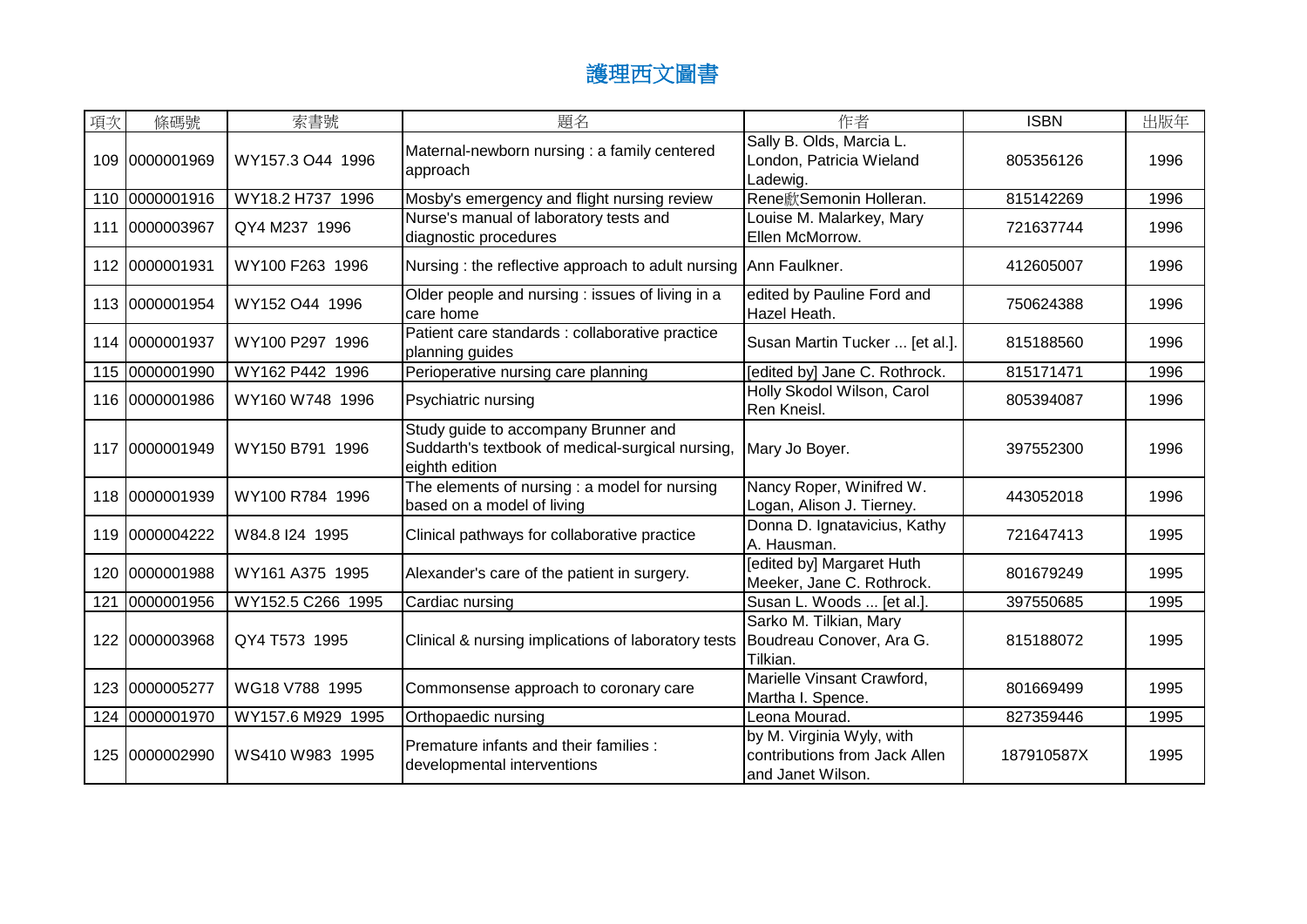# 護理西文圖書

| 項次 | 條碼號 | 索書號 | 題名 | 作者 | ISBN | 出版年 |
|---|---|---|---|---|---|---|
| 109 | 0000001969 | WY157.3 O44 1996 | Maternal-newborn nursing : a family centered approach | Sally B. Olds, Marcia L. London, Patricia Wieland Ladewig. | 805356126 | 1996 |
| 110 | 0000001916 | WY18.2 H737 1996 | Mosby's emergency and flight nursing review | Rene獻Semonin Holleran. | 815142269 | 1996 |
| 111 | 0000003967 | QY4 M237 1996 | Nurse's manual of laboratory tests and diagnostic procedures | Louise M. Malarkey, Mary Ellen McMorrow. | 721637744 | 1996 |
| 112 | 0000001931 | WY100 F263 1996 | Nursing : the reflective approach to adult nursing | Ann Faulkner. | 412605007 | 1996 |
| 113 | 0000001954 | WY152 O44 1996 | Older people and nursing : issues of living in a care home | edited by Pauline Ford and Hazel Heath. | 750624388 | 1996 |
| 114 | 0000001937 | WY100 P297 1996 | Patient care standards : collaborative practice planning guides | Susan Martin Tucker ... [et al.]. | 815188560 | 1996 |
| 115 | 0000001990 | WY162 P442 1996 | Perioperative nursing care planning | [edited by] Jane C. Rothrock. | 815171471 | 1996 |
| 116 | 0000001986 | WY160 W748 1996 | Psychiatric nursing | Holly Skodol Wilson, Carol Ren Kneisl. | 805394087 | 1996 |
| 117 | 0000001949 | WY150 B791 1996 | Study guide to accompany Brunner and Suddarth's textbook of medical-surgical nursing, eighth edition | Mary Jo Boyer. | 397552300 | 1996 |
| 118 | 0000001939 | WY100 R784 1996 | The elements of nursing : a model for nursing based on a model of living | Nancy Roper, Winifred W. Logan, Alison J. Tierney. | 443052018 | 1996 |
| 119 | 0000004222 | W84.8 I24 1995 | Clinical pathways for collaborative practice | Donna D. Ignatavicius, Kathy A. Hausman. | 721647413 | 1995 |
| 120 | 0000001988 | WY161 A375 1995 | Alexander's care of the patient in surgery. | [edited by] Margaret Huth Meeker, Jane C. Rothrock. | 801679249 | 1995 |
| 121 | 0000001956 | WY152.5 C266 1995 | Cardiac nursing | Susan L. Woods ... [et al.]. | 397550685 | 1995 |
| 122 | 0000003968 | QY4 T573 1995 | Clinical & nursing implications of laboratory tests | Sarko M. Tilkian, Mary Boudreau Conover, Ara G. Tilkian. | 815188072 | 1995 |
| 123 | 0000005277 | WG18 V788 1995 | Commonsense approach to coronary care | Marielle Vinsant Crawford, Martha I. Spence. | 801669499 | 1995 |
| 124 | 0000001970 | WY157.6 M929 1995 | Orthopaedic nursing | Leona Mourad. | 827359446 | 1995 |
| 125 | 0000002990 | WS410 W983 1995 | Premature infants and their families : developmental interventions | by M. Virginia Wyly, with contributions from Jack Allen and Janet Wilson. | 187910587X | 1995 |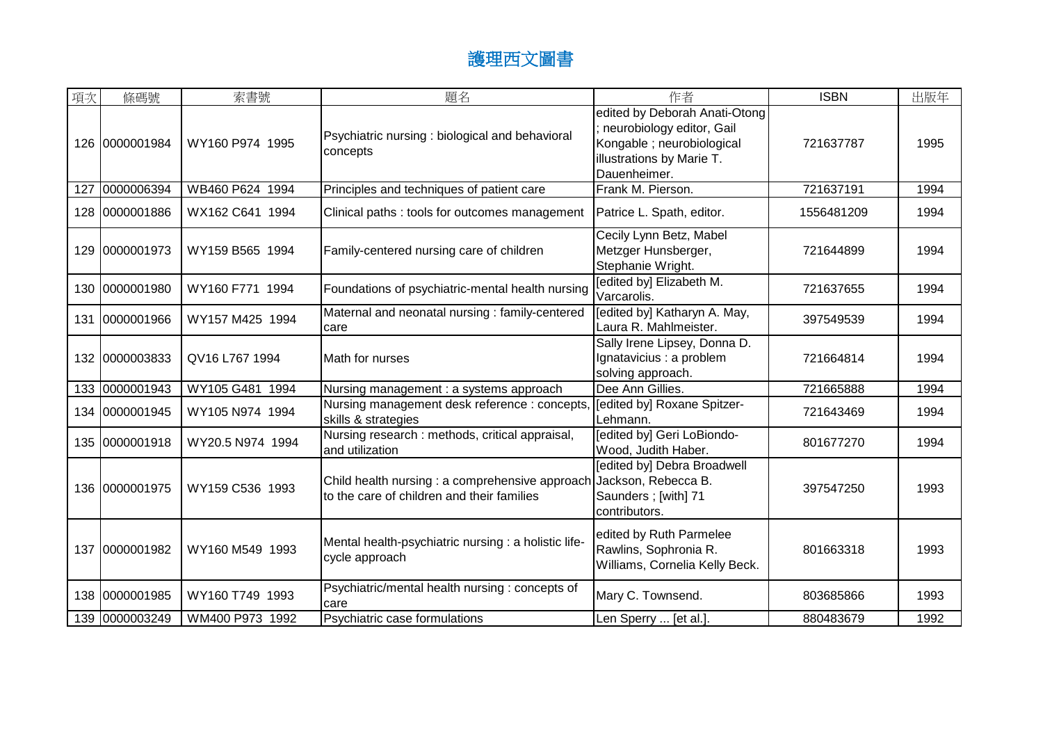# 護理西文圖書

| 項次 | 條碼號 | 索書號 | 題名 | 作者 | ISBN | 出版年 |
|---|---|---|---|---|---|---|
| 126 | 0000001984 | WY160 P974 1995 | Psychiatric nursing : biological and behavioral concepts | edited by Deborah Anati-Otong ; neurobiology editor, Gail Kongable ; neurobiological illustrations by Marie T. Dauenheimer. | 721637787 | 1995 |
| 127 | 0000006394 | WB460 P624 1994 | Principles and techniques of patient care | Frank M. Pierson. | 721637191 | 1994 |
| 128 | 0000001886 | WX162 C641 1994 | Clinical paths : tools for outcomes management | Patrice L. Spath, editor. | 1556481209 | 1994 |
| 129 | 0000001973 | WY159 B565 1994 | Family-centered nursing care of children | Cecily Lynn Betz, Mabel Metzger Hunsberger, Stephanie Wright. | 721644899 | 1994 |
| 130 | 0000001980 | WY160 F771 1994 | Foundations of psychiatric-mental health nursing | [edited by] Elizabeth M. Varcarolis. | 721637655 | 1994 |
| 131 | 0000001966 | WY157 M425 1994 | Maternal and neonatal nursing : family-centered care | [edited by] Katharyn A. May, Laura R. Mahlmeister. | 397549539 | 1994 |
| 132 | 0000003833 | QV16 L767 1994 | Math for nurses | Sally Irene Lipsey, Donna D. Ignatavicius : a problem solving approach. | 721664814 | 1994 |
| 133 | 0000001943 | WY105 G481 1994 | Nursing management : a systems approach | Dee Ann Gillies. | 721665888 | 1994 |
| 134 | 0000001945 | WY105 N974 1994 | Nursing management desk reference : concepts, skills & strategies | [edited by] Roxane Spitzer-Lehmann. | 721643469 | 1994 |
| 135 | 0000001918 | WY20.5 N974 1994 | Nursing research : methods, critical appraisal, and utilization | [edited by] Geri LoBiondo-Wood, Judith Haber. | 801677270 | 1994 |
| 136 | 0000001975 | WY159 C536 1993 | Child health nursing : a comprehensive approach to the care of children and their families | [edited by] Debra Broadwell Jackson, Rebecca B. Saunders ; [with] 71 contributors. | 397547250 | 1993 |
| 137 | 0000001982 | WY160 M549 1993 | Mental health-psychiatric nursing : a holistic life-cycle approach | edited by Ruth Parmelee Rawlins, Sophronia R. Williams, Cornelia Kelly Beck. | 801663318 | 1993 |
| 138 | 0000001985 | WY160 T749 1993 | Psychiatric/mental health nursing : concepts of care | Mary C. Townsend. | 803685866 | 1993 |
| 139 | 0000003249 | WM400 P973 1992 | Psychiatric case formulations | Len Sperry ... [et al.]. | 880483679 | 1992 |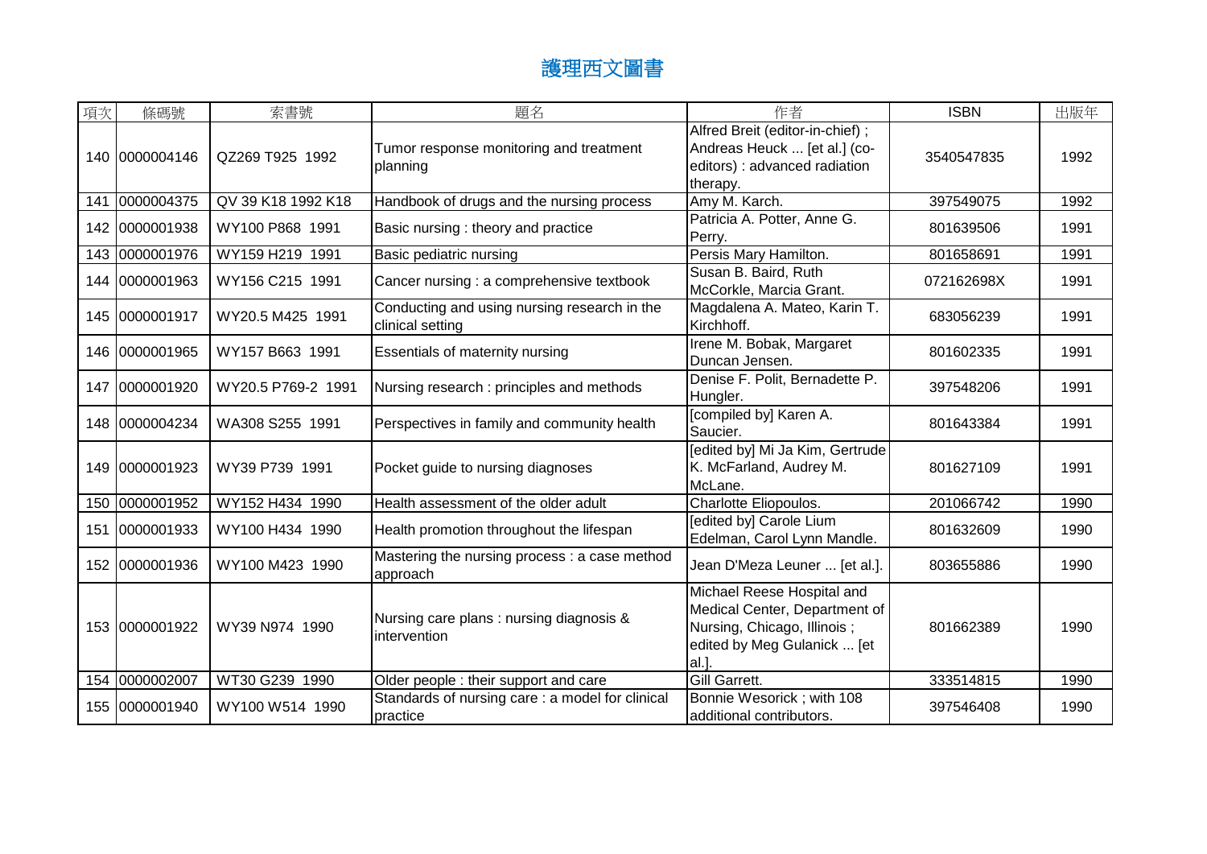# 護理西文圖書

| 項次 | 條碼號 | 索書號 | 題名 | 作者 | ISBN | 出版年 |
| --- | --- | --- | --- | --- | --- | --- |
| 140 | 0000004146 | QZ269 T925 1992 | Tumor response monitoring and treatment planning | Alfred Breit (editor-in-chief) ; Andreas Heuck ... [et al.] (co-editors) : advanced radiation therapy. | 3540547835 | 1992 |
| 141 | 0000004375 | QV 39 K18 1992 K18 | Handbook of drugs and the nursing process | Amy M. Karch. | 397549075 | 1992 |
| 142 | 0000001938 | WY100 P868 1991 | Basic nursing : theory and practice | Patricia A. Potter, Anne G. Perry. | 801639506 | 1991 |
| 143 | 0000001976 | WY159 H219 1991 | Basic pediatric nursing | Persis Mary Hamilton. | 801658691 | 1991 |
| 144 | 0000001963 | WY156 C215 1991 | Cancer nursing : a comprehensive textbook | Susan B. Baird, Ruth McCorkle, Marcia Grant. | 072162698X | 1991 |
| 145 | 0000001917 | WY20.5 M425 1991 | Conducting and using nursing research in the clinical setting | Magdalena A. Mateo, Karin T. Kirchhoff. | 683056239 | 1991 |
| 146 | 0000001965 | WY157 B663 1991 | Essentials of maternity nursing | Irene M. Bobak, Margaret Duncan Jensen. | 801602335 | 1991 |
| 147 | 0000001920 | WY20.5 P769-2 1991 | Nursing research : principles and methods | Denise F. Polit, Bernadette P. Hungler. | 397548206 | 1991 |
| 148 | 0000004234 | WA308 S255 1991 | Perspectives in family and community health | [compiled by] Karen A. Saucier. | 801643384 | 1991 |
| 149 | 0000001923 | WY39 P739 1991 | Pocket guide to nursing diagnoses | [edited by] Mi Ja Kim, Gertrude K. McFarland, Audrey M. McLane. | 801627109 | 1991 |
| 150 | 0000001952 | WY152 H434 1990 | Health assessment of the older adult | Charlotte Eliopoulos. | 201066742 | 1990 |
| 151 | 0000001933 | WY100 H434 1990 | Health promotion throughout the lifespan | [edited by] Carole Lium Edelman, Carol Lynn Mandle. | 801632609 | 1990 |
| 152 | 0000001936 | WY100 M423 1990 | Mastering the nursing process : a case method approach | Jean D'Meza Leuner ... [et al.]. | 803655886 | 1990 |
| 153 | 0000001922 | WY39 N974 1990 | Nursing care plans : nursing diagnosis & intervention | Michael Reese Hospital and Medical Center, Department of Nursing, Chicago, Illinois ; edited by Meg Gulanick ... [et al.]. | 801662389 | 1990 |
| 154 | 0000002007 | WT30 G239 1990 | Older people : their support and care | Gill Garrett. | 333514815 | 1990 |
| 155 | 0000001940 | WY100 W514 1990 | Standards of nursing care : a model for clinical practice | Bonnie Wesorick ; with 108 additional contributors. | 397546408 | 1990 |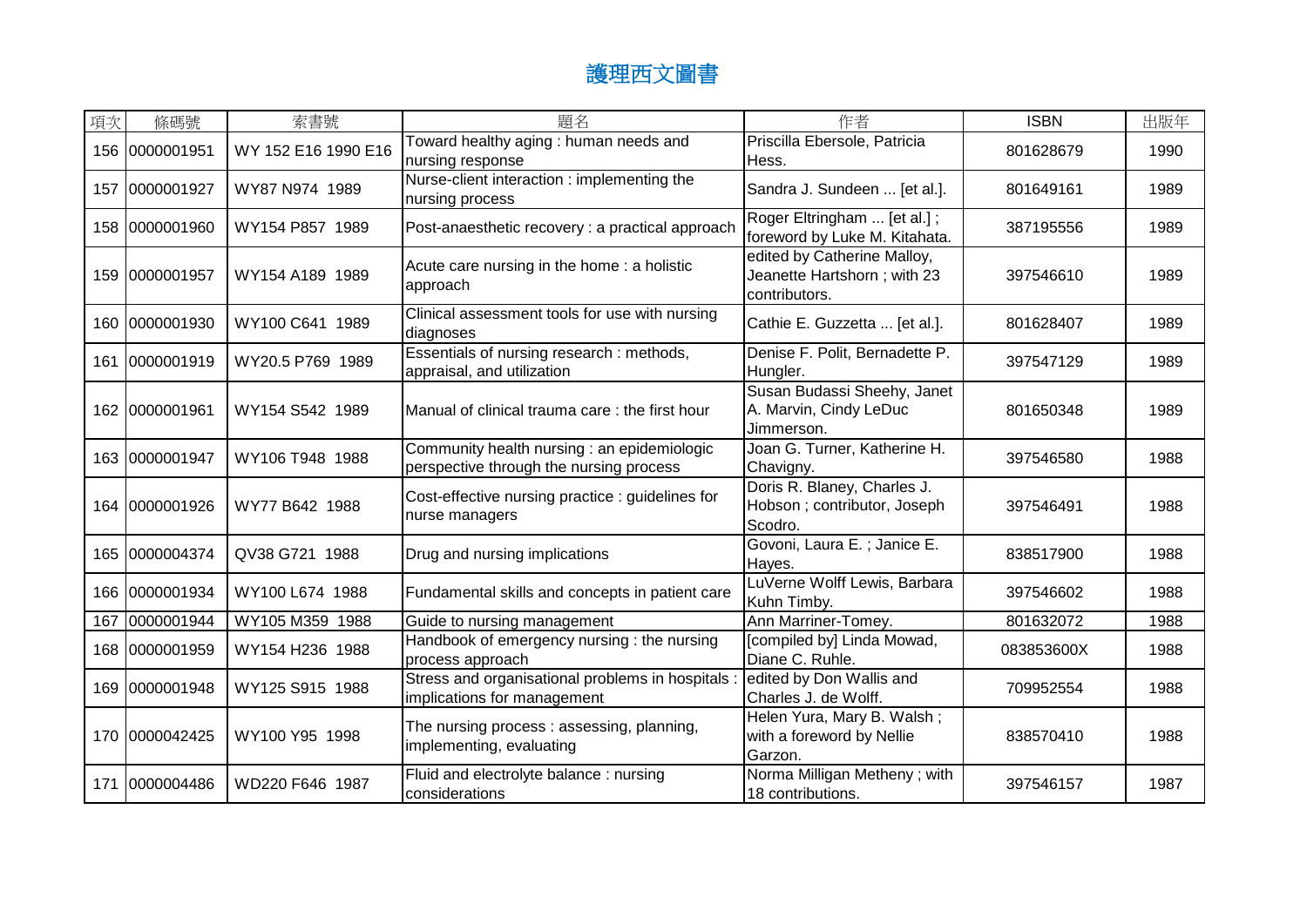# 護理西文圖書

| 項次 | 條碼號 | 索書號 | 題名 | 作者 | ISBN | 出版年 |
| --- | --- | --- | --- | --- | --- | --- |
| 156 | 0000001951 | WY 152 E16 1990 E16 | Toward healthy aging : human needs and nursing response | Priscilla Ebersole, Patricia Hess. | 801628679 | 1990 |
| 157 | 0000001927 | WY87 N974 1989 | Nurse-client interaction : implementing the nursing process | Sandra J. Sundeen ... [et al.]. | 801649161 | 1989 |
| 158 | 0000001960 | WY154 P857 1989 | Post-anaesthetic recovery : a practical approach | Roger Eltringham ... [et al.] ; foreword by Luke M. Kitahata. | 387195556 | 1989 |
| 159 | 0000001957 | WY154 A189 1989 | Acute care nursing in the home : a holistic approach | edited by Catherine Malloy, Jeanette Hartshorn ; with 23 contributors. | 397546610 | 1989 |
| 160 | 0000001930 | WY100 C641 1989 | Clinical assessment tools for use with nursing diagnoses | Cathie E. Guzzetta ... [et al.]. | 801628407 | 1989 |
| 161 | 0000001919 | WY20.5 P769 1989 | Essentials of nursing research : methods, appraisal, and utilization | Denise F. Polit, Bernadette P. Hungler. | 397547129 | 1989 |
| 162 | 0000001961 | WY154 S542 1989 | Manual of clinical trauma care : the first hour | Susan Budassi Sheehy, Janet A. Marvin, Cindy LeDuc Jimmerson. | 801650348 | 1989 |
| 163 | 0000001947 | WY106 T948 1988 | Community health nursing : an epidemiologic perspective through the nursing process | Joan G. Turner, Katherine H. Chavigny. | 397546580 | 1988 |
| 164 | 0000001926 | WY77 B642 1988 | Cost-effective nursing practice : guidelines for nurse managers | Doris R. Blaney, Charles J. Hobson ; contributor, Joseph Scodro. | 397546491 | 1988 |
| 165 | 0000004374 | QV38 G721 1988 | Drug and nursing implications | Govoni, Laura E. ; Janice E. Hayes. | 838517900 | 1988 |
| 166 | 0000001934 | WY100 L674 1988 | Fundamental skills and concepts in patient care | LuVerne Wolff Lewis, Barbara Kuhn Timby. | 397546602 | 1988 |
| 167 | 0000001944 | WY105 M359 1988 | Guide to nursing management | Ann Marriner-Tomey. | 801632072 | 1988 |
| 168 | 0000001959 | WY154 H236 1988 | Handbook of emergency nursing : the nursing process approach | [compiled by] Linda Mowad, Diane C. Ruhle. | 083853600X | 1988 |
| 169 | 0000001948 | WY125 S915 1988 | Stress and organisational problems in hospitals : implications for management | edited by Don Wallis and Charles J. de Wolff. | 709952554 | 1988 |
| 170 | 0000042425 | WY100 Y95 1998 | The nursing process : assessing, planning, implementing, evaluating | Helen Yura, Mary B. Walsh ; with a foreword by Nellie Garzon. | 838570410 | 1988 |
| 171 | 0000004486 | WD220 F646 1987 | Fluid and electrolyte balance : nursing considerations | Norma Milligan Metheny ; with 18 contributions. | 397546157 | 1987 |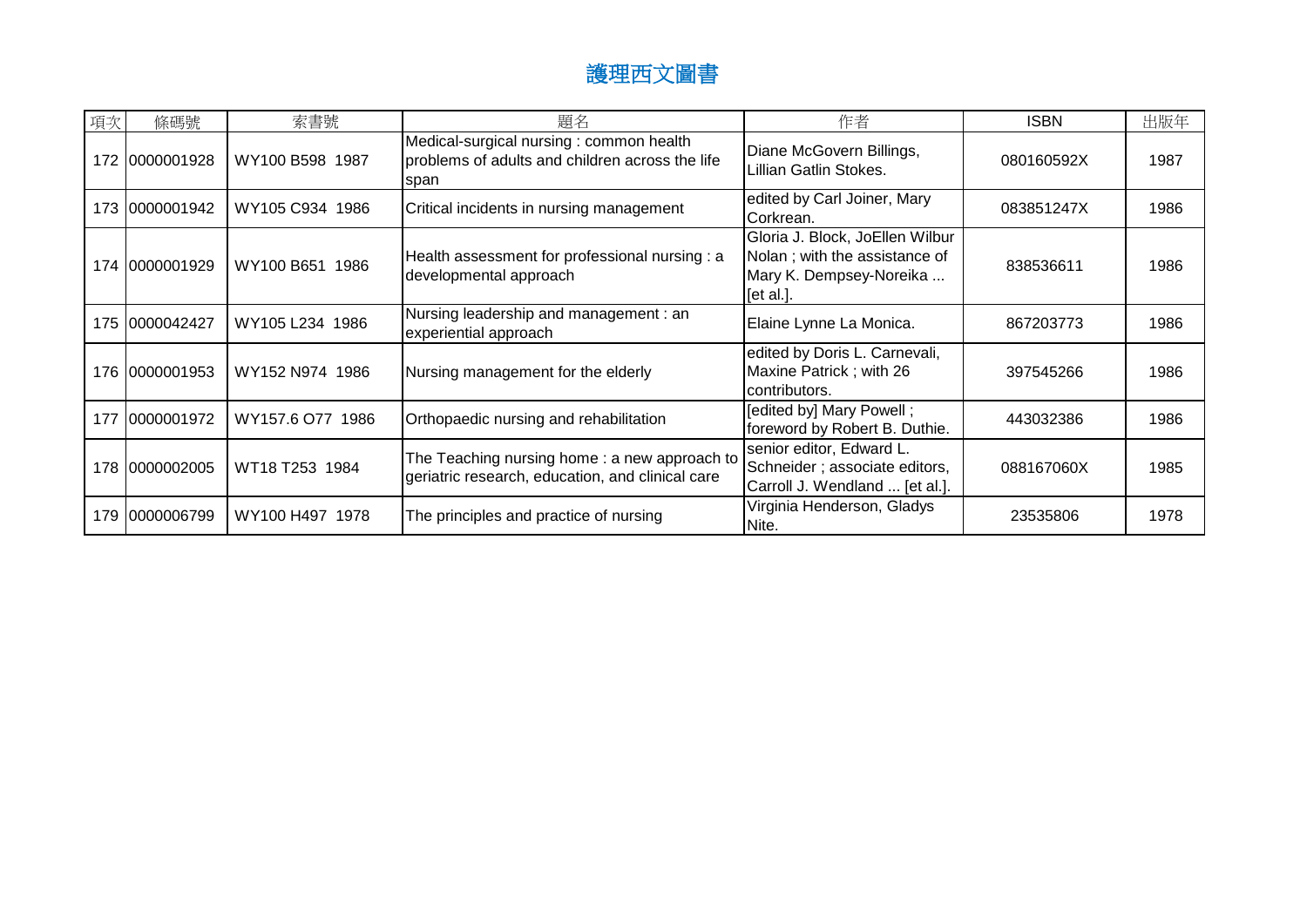# 護理西文圖書

| 項次 | 條碼號 | 索書號 | 題名 | 作者 | ISBN | 出版年 |
|---|---|---|---|---|---|---|
| 172 | 0000001928 | WY100 B598 1987 | Medical-surgical nursing : common health problems of adults and children across the life span | Diane McGovern Billings, Lillian Gatlin Stokes. | 080160592X | 1987 |
| 173 | 0000001942 | WY105 C934 1986 | Critical incidents in nursing management | edited by Carl Joiner, Mary Corkrean. | 083851247X | 1986 |
| 174 | 0000001929 | WY100 B651 1986 | Health assessment for professional nursing : a developmental approach | Gloria J. Block, JoEllen Wilbur Nolan ; with the assistance of Mary K. Dempsey-Noreika ... [et al.]. | 838536611 | 1986 |
| 175 | 0000042427 | WY105 L234 1986 | Nursing leadership and management : an experiential approach | Elaine Lynne La Monica. | 867203773 | 1986 |
| 176 | 0000001953 | WY152 N974 1986 | Nursing management for the elderly | edited by Doris L. Carnevali, Maxine Patrick ; with 26 contributors. | 397545266 | 1986 |
| 177 | 0000001972 | WY157.6 O77 1986 | Orthopaedic nursing and rehabilitation | [edited by] Mary Powell ; foreword by Robert B. Duthie. | 443032386 | 1986 |
| 178 | 0000002005 | WT18 T253 1984 | The Teaching nursing home : a new approach to geriatric research, education, and clinical care | senior editor, Edward L. Schneider ; associate editors, Carroll J. Wendland ... [et al.]. | 088167060X | 1985 |
| 179 | 0000006799 | WY100 H497 1978 | The principles and practice of nursing | Virginia Henderson, Gladys Nite. | 23535806 | 1978 |